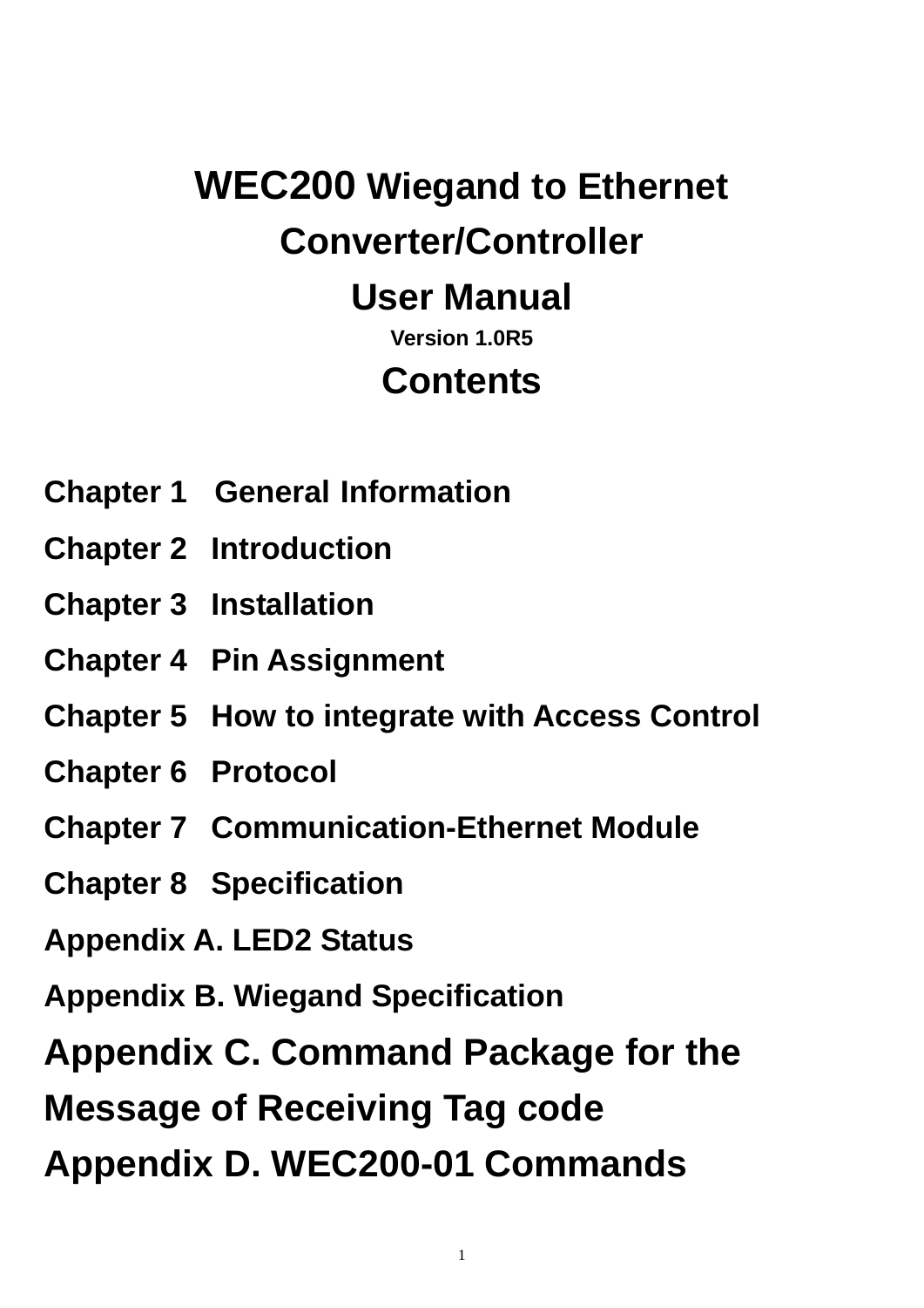# WEC200 Wiegand to Ethernet Converter/Controller

# User Manual

**Version 1.0R5**

## Contents

**Chapter 1 General Information**

**Chapter 2 Introduction**

**Chapter 3 Installation**

**Chapter 4 Pin Assignment**

**Chapter 5 How to integrate with Access Control**

**Chapter 6 Protocol**

**Chapter 7 Communication-Ethernet Module**

**Chapter 8 Specification**

**Appendix A. LED2 Status**

**Appendix B. Wiegand Specification**

**Appendix C. Command Package for the Message of Receiving Tag code**

**Appendix D. WEC200-01 Commands**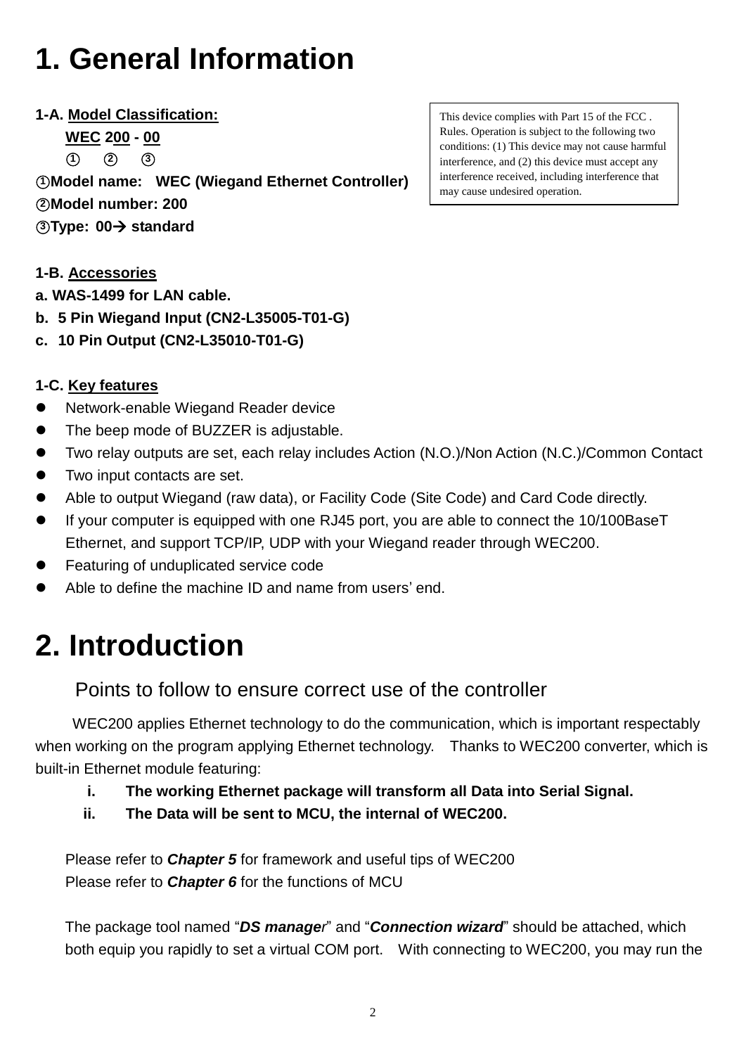# 1. General Information

**1-A. Model Classification:**

**WEC 200 - 00**
① ② ③

①**Model name: WEC (Wiegand Ethernet Controller)**
②**Model number: 200**
③**Type: 00→ standard**

This device complies with Part 15 of the FCC . Rules. Operation is subject to the following two conditions: (1) This device may not cause harmful interference, and (2) this device must accept any interference received, including interference that may cause undesired operation.

**1-B. Accessories**

**a. WAS-1499 for LAN cable.**
**b. 5 Pin Wiegand Input (CN2-L35005-T01-G)**
**c. 10 Pin Output (CN2-L35010-T01-G)**

**1-C. Key features**

- Network-enable Wiegand Reader device
- The beep mode of BUZZER is adjustable.
- Two relay outputs are set, each relay includes Action (N.O.)/Non Action (N.C.)/Common Contact
- Two input contacts are set.
- Able to output Wiegand (raw data), or Facility Code (Site Code) and Card Code directly.
- If your computer is equipped with one RJ45 port, you are able to connect the 10/100BaseT Ethernet, and support TCP/IP, UDP with your Wiegand reader through WEC200.
- Featuring of unduplicated service code
- Able to define the machine ID and name from users' end.

# 2. Introduction

## Points to follow to ensure correct use of the controller

WEC200 applies Ethernet technology to do the communication, which is important respectably when working on the program applying Ethernet technology. Thanks to WEC200 converter, which is built-in Ethernet module featuring:

i. **The working Ethernet package will transform all Data into Serial Signal.**
ii. **The Data will be sent to MCU, the internal of WEC200.**

Please refer to ***Chapter 5*** for framework and useful tips of WEC200
Please refer to ***Chapter 6*** for the functions of MCU

The package tool named "***DS manager***" and "***Connection wizard***" should be attached, which both equip you rapidly to set a virtual COM port. With connecting to WEC200, you may run the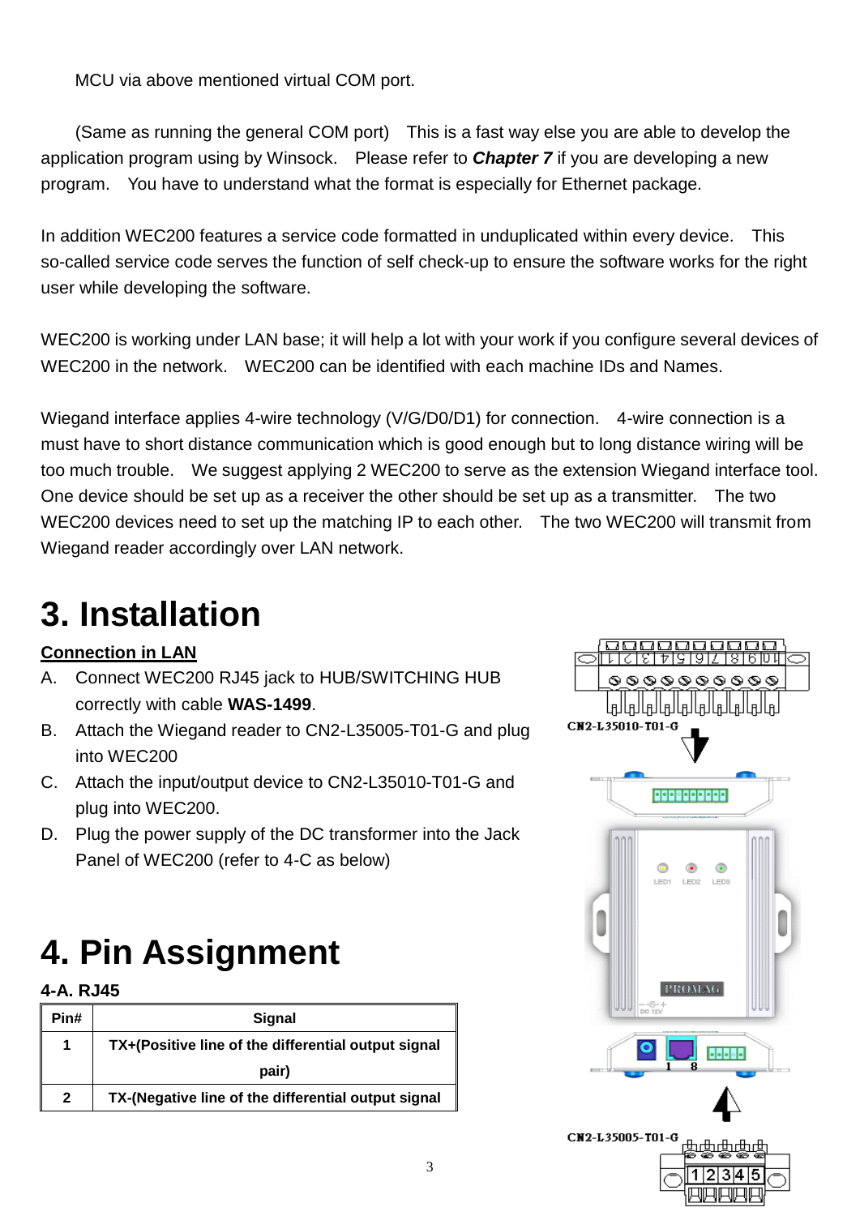MCU via above mentioned virtual COM port.

(Same as running the general COM port) This is a fast way else you are able to develop the application program using by Winsock. Please refer to ***Chapter 7*** if you are developing a new program. You have to understand what the format is especially for Ethernet package.

In addition WEC200 features a service code formatted in unduplicated within every device. This so-called service code serves the function of self check-up to ensure the software works for the right user while developing the software.

WEC200 is working under LAN base; it will help a lot with your work if you configure several devices of WEC200 in the network. WEC200 can be identified with each machine IDs and Names.

Wiegand interface applies 4-wire technology (V/G/D0/D1) for connection. 4-wire connection is a must have to short distance communication which is good enough but to long distance wiring will be too much trouble. We suggest applying 2 WEC200 to serve as the extension Wiegand interface tool. One device should be set up as a receiver the other should be set up as a transmitter. The two WEC200 devices need to set up the matching IP to each other. The two WEC200 will transmit from Wiegand reader accordingly over LAN network.

# 3. Installation

**Connection in LAN**

A. Connect WEC200 RJ45 jack to HUB/SWITCHING HUB correctly with cable **WAS-1499**.
B. Attach the Wiegand reader to CN2-L35005-T01-G and plug into WEC200
C. Attach the input/output device to CN2-L35010-T01-G and plug into WEC200.
D. Plug the power supply of the DC transformer into the Jack Panel of WEC200 (refer to 4-C as below)

CN2-L35010-T01-G

CN2-L35005-T01-G

# 4. Pin Assignment

### 4-A. RJ45

| Pin# | Signal |
|---|---|
| 1 | TX+(Positive line of the differential output signal pair) |
| 2 | TX-(Negative line of the differential output signal |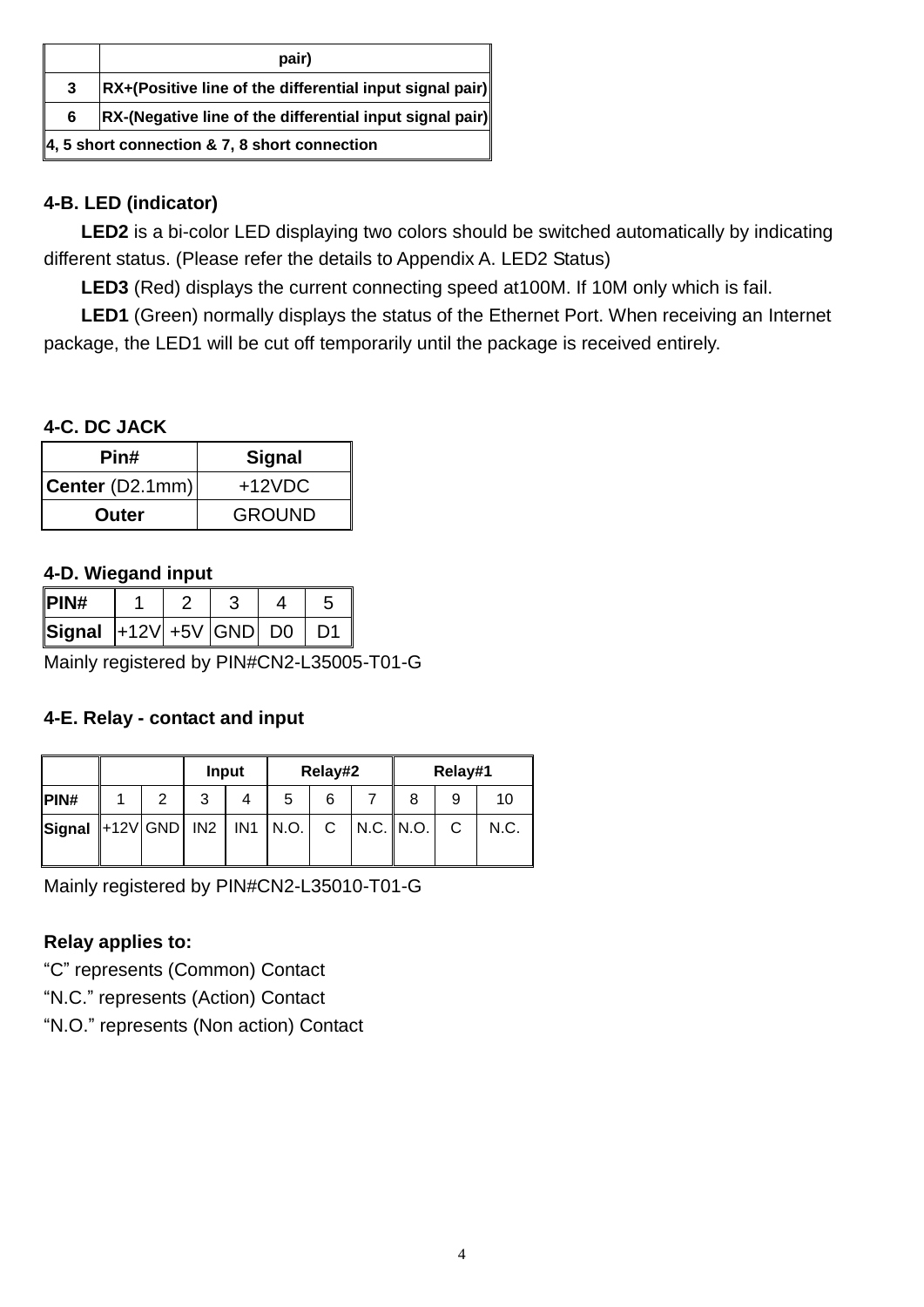| | pair) |
|---|---|
| 3 | RX+(Positive line of the differential input signal pair) |
| 6 | RX-(Negative line of the differential input signal pair) |
| 4, 5 short connection & 7, 8 short connection | |

**4-B. LED (indicator)**

**LED2** is a bi-color LED displaying two colors should be switched automatically by indicating different status. (Please refer the details to Appendix A. LED2 Status)

**LED3** (Red) displays the current connecting speed at100M. If 10M only which is fail.

**LED1** (Green) normally displays the status of the Ethernet Port. When receiving an Internet package, the LED1 will be cut off temporarily until the package is received entirely.

**4-C. DC JACK**

| Pin# | Signal |
|---|---|
| **Center** (D2.1mm) | +12VDC |
| **Outer** | GROUND |

**4-D. Wiegand input**

| PIN# | 1 | 2 | 3 | 4 | 5 |
|---|---|---|---|---|---|
| **Signal** | +12V | +5V | GND | D0 | D1 |

Mainly registered by PIN#CN2-L35005-T01-G

**4-E. Relay - contact and input**

| | | | Input | | Relay#2 | | | Relay#1 | | |
|---|---|---|---|---|---|---|---|---|---|---|
| **PIN#** | 1 | 2 | 3 | 4 | 5 | 6 | 7 | 8 | 9 | 10 |
| **Signal** | +12V | GND | IN2 | IN1 | N.O. | C | N.C. | N.O. | C | N.C. |

Mainly registered by PIN#CN2-L35010-T01-G

**Relay applies to:**

"C" represents (Common) Contact

"N.C." represents (Action) Contact

"N.O." represents (Non action) Contact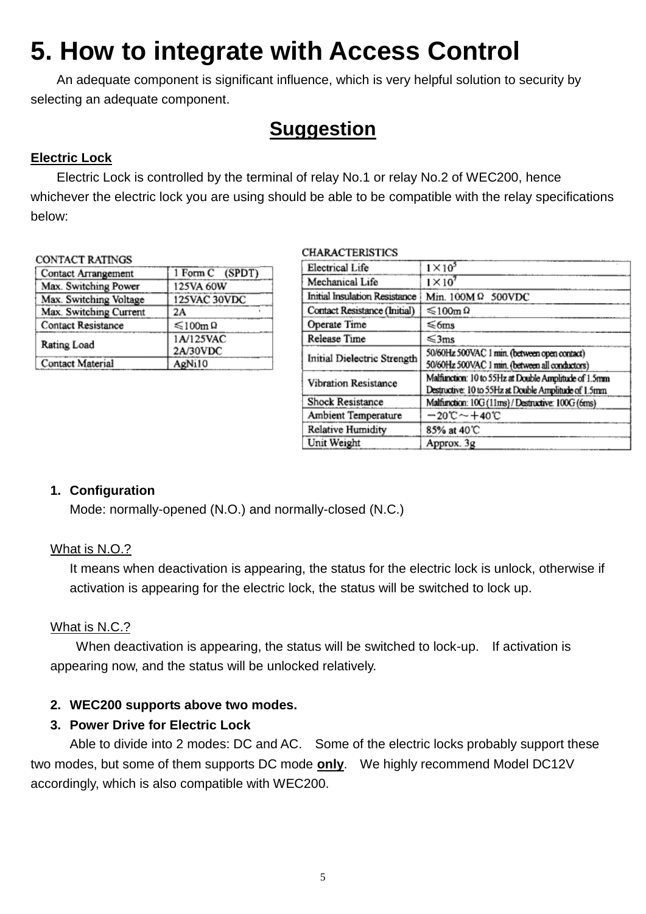// 5. How to integrate with Access Control

An adequate component is significant influence, which is very helpful solution to security by selecting an adequate component.

## Suggestion

**Electric Lock**

Electric Lock is controlled by the terminal of relay No.1 or relay No.2 of WEC200, hence whichever the electric lock you are using should be able to be compatible with the relay specifications below:

**CONTACT RATINGS**

| Contact Arrangement | 1 Form C (SPDT) |
|---|---|
| Max. Switching Power | 125VA 60W |
| Max. Switching Voltage | 125VAC 30VDC |
| Max. Switching Current | 2A |
| Contact Resistance | ≤100mΩ |
| Rating Load | 1A/125VAC 2A/30VDC |
| Contact Material | AgNi10 |

**CHARACTERISTICS**

| Electrical Life | $1\times10^5$ |
|---|---|
| Mechanical Life | $1\times10^7$ |
| Initial Insulation Resistance | Min. 100MΩ 500VDC |
| Contact Resistance (Initial) | ≤100mΩ |
| Operate Time | ≤6ms |
| Release Time | ≤3ms |
| Initial Dielectric Strength | 50/60Hz 500VAC 1 min. (between open contact) 50/60Hz 500VAC 1 min. (between all conductors) |
| Vibration Resistance | Malfunction: 10 to 55Hz at Double Amplitude of 1.5mm Destructive: 10 to 55Hz at Double Amplitude of 1.5mm |
| Shock Resistance | Malfunction: 10G (11ms) / Destructive: 100G (6ms) |
| Ambient Temperature | −20℃～+40℃ |
| Relative Humidity | 85% at 40℃ |
| Unit Weight | Approx. 3g |

1. **Configuration**
   Mode: normally-opened (N.O.) and normally-closed (N.C.)

   What is N.O.?
   It means when deactivation is appearing, the status for the electric lock is unlock, otherwise if activation is appearing for the electric lock, the status will be switched to lock up.

   What is N.C.?
   When deactivation is appearing, the status will be switched to lock-up. If activation is appearing now, and the status will be unlocked relatively.

2. **WEC200 supports above two modes.**
3. **Power Drive for Electric Lock**
   Able to divide into 2 modes: DC and AC. Some of the electric locks probably support these two modes, but some of them supports DC mode **only**. We highly recommend Model DC12V accordingly, which is also compatible with WEC200.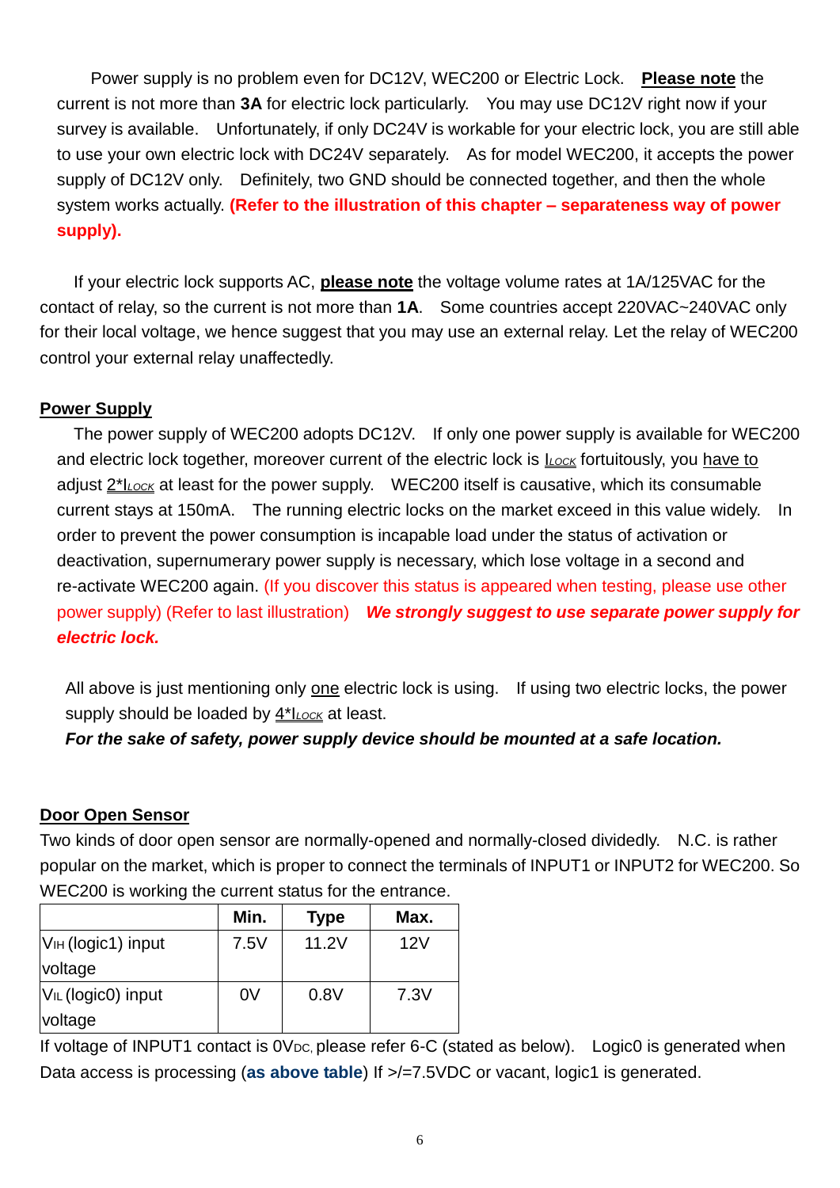Power supply is no problem even for DC12V, WEC200 or Electric Lock. **Please note** the current is not more than **3A** for electric lock particularly. You may use DC12V right now if your survey is available. Unfortunately, if only DC24V is workable for your electric lock, you are still able to use your own electric lock with DC24V separately. As for model WEC200, it accepts the power supply of DC12V only. Definitely, two GND should be connected together, and then the whole system works actually. **(Refer to the illustration of this chapter – separateness way of power supply).**

If your electric lock supports AC, **please note** the voltage volume rates at 1A/125VAC for the contact of relay, so the current is not more than **1A**. Some countries accept 220VAC~240VAC only for their local voltage, we hence suggest that you may use an external relay. Let the relay of WEC200 control your external relay unaffectedly.

## Power Supply

The power supply of WEC200 adopts DC12V. If only one power supply is available for WEC200 and electric lock together, moreover current of the electric lock is $I_{LOCK}$ fortuitously, you have to adjust $2*I_{LOCK}$ at least for the power supply. WEC200 itself is causative, which its consumable current stays at 150mA. The running electric locks on the market exceed in this value widely. In order to prevent the power consumption is incapable load under the status of activation or deactivation, supernumerary power supply is necessary, which lose voltage in a second and re-activate WEC200 again. (If you discover this status is appeared when testing, please use other power supply) (Refer to last illustration) ***We strongly suggest to use separate power supply for electric lock.***

All above is just mentioning only one electric lock is using. If using two electric locks, the power supply should be loaded by $4*I_{LOCK}$ at least.

***For the sake of safety, power supply device should be mounted at a safe location.***

## Door Open Sensor

Two kinds of door open sensor are normally-opened and normally-closed dividedly. N.C. is rather popular on the market, which is proper to connect the terminals of INPUT1 or INPUT2 for WEC200. So WEC200 is working the current status for the entrance.

| | Min. | Type | Max. |
|---|---|---|---|
| $V_{IH}$ (logic1) input voltage | 7.5V | 11.2V | 12V |
| $V_{IL}$ (logic0) input voltage | 0V | 0.8V | 7.3V |

If voltage of INPUT1 contact is $0V_{DC}$, please refer 6-C (stated as below). Logic0 is generated when Data access is processing (**as above table**) If >/=7.5VDC or vacant, logic1 is generated.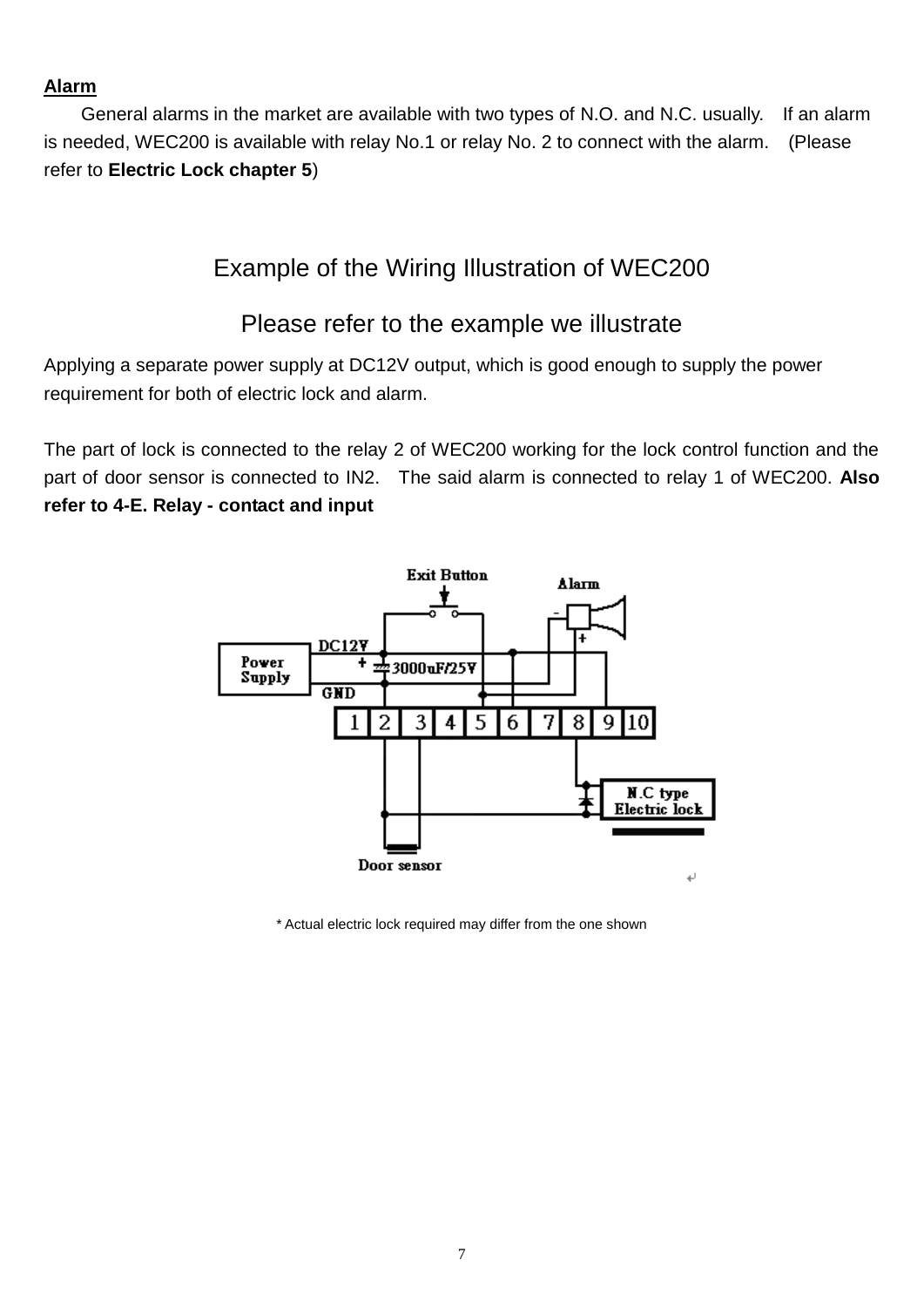**Alarm**

General alarms in the market are available with two types of N.O. and N.C. usually. If an alarm is needed, WEC200 is available with relay No.1 or relay No. 2 to connect with the alarm. (Please refer to **Electric Lock chapter 5**)

## Example of the Wiring Illustration of WEC200

## Please refer to the example we illustrate

Applying a separate power supply at DC12V output, which is good enough to supply the power requirement for both of electric lock and alarm.

The part of lock is connected to the relay 2 of WEC200 working for the lock control function and the part of door sensor is connected to IN2. The said alarm is connected to relay 1 of WEC200. **Also refer to 4-E. Relay - contact and input**

Exit Button

Alarm

Power Supply

DC12V

GND

3000uF/25V

1 2 3 4 5 6 7 8 9 10

N.C type Electric lock

Door sensor

\* Actual electric lock required may differ from the one shown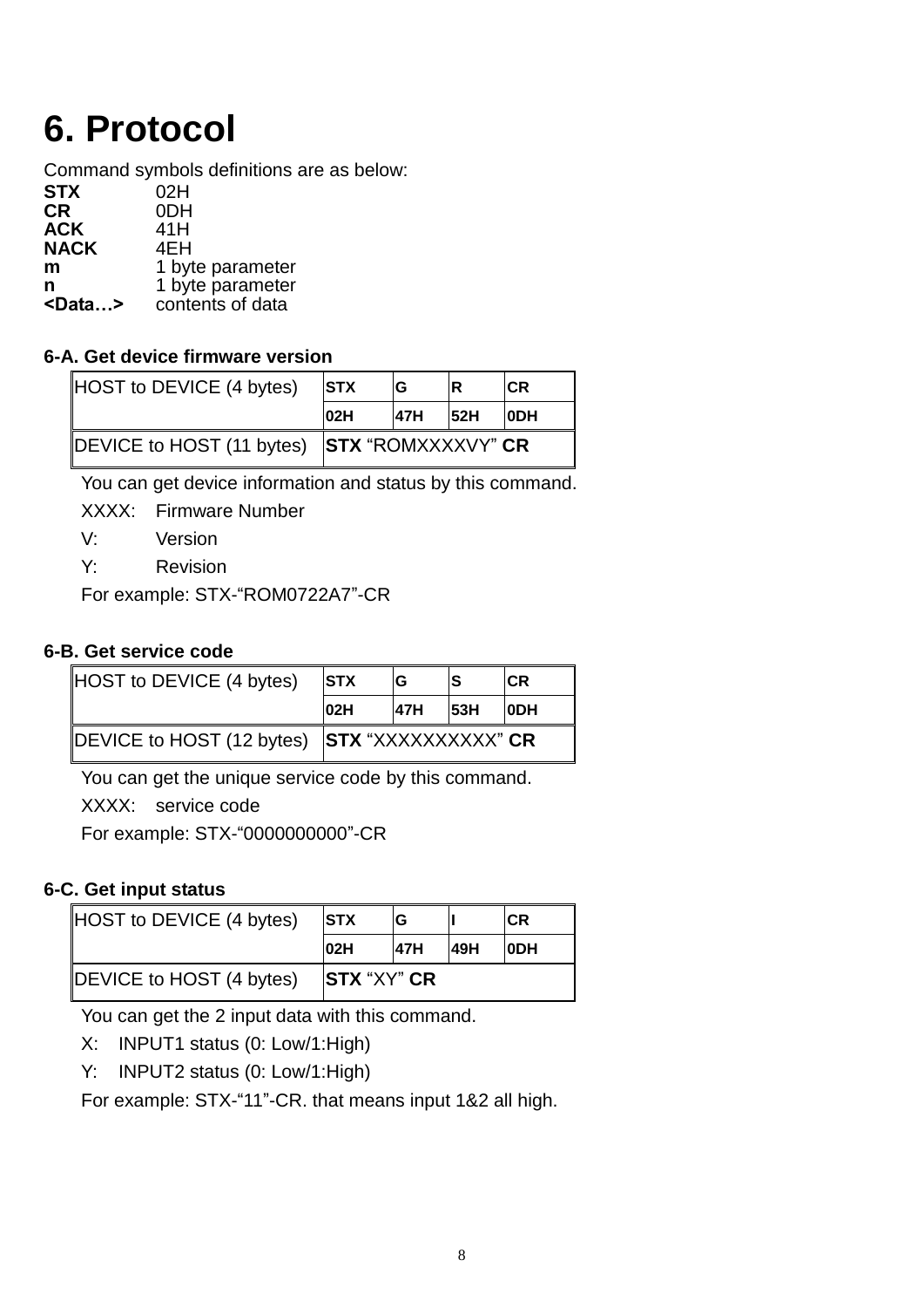# 6. Protocol

Command symbols definitions are as below:

**STX** 02H
**CR** 0DH
**ACK** 41H
**NACK** 4EH
**m** 1 byte parameter
**n** 1 byte parameter
**<Data…>** contents of data

### 6-A. Get device firmware version

| HOST to DEVICE (4 bytes) | **STX** | **G** | **R** | **CR** |
|---|---|---|---|---|
| | **02H** | **47H** | **52H** | **0DH** |
| DEVICE to HOST (11 bytes) | **STX** "ROMXXXXVY" **CR** | | | |

You can get device information and status by this command.

XXXX: Firmware Number

V: Version

Y: Revision

For example: STX-"ROM0722A7"-CR

### 6-B. Get service code

| HOST to DEVICE (4 bytes) | **STX** | **G** | **S** | **CR** |
|---|---|---|---|---|
| | **02H** | **47H** | **53H** | **0DH** |
| DEVICE to HOST (12 bytes) | **STX** "XXXXXXXXXX" **CR** | | | |

You can get the unique service code by this command.

XXXX: service code

For example: STX-"0000000000"-CR

### 6-C. Get input status

| HOST to DEVICE (4 bytes) | **STX** | **G** | **I** | **CR** |
|---|---|---|---|---|
| | **02H** | **47H** | **49H** | **0DH** |
| DEVICE to HOST (4 bytes) | **STX** "XY" **CR** | | | |

You can get the 2 input data with this command.

X: INPUT1 status (0: Low/1:High)

Y: INPUT2 status (0: Low/1:High)

For example: STX-"11"-CR. that means input 1&2 all high.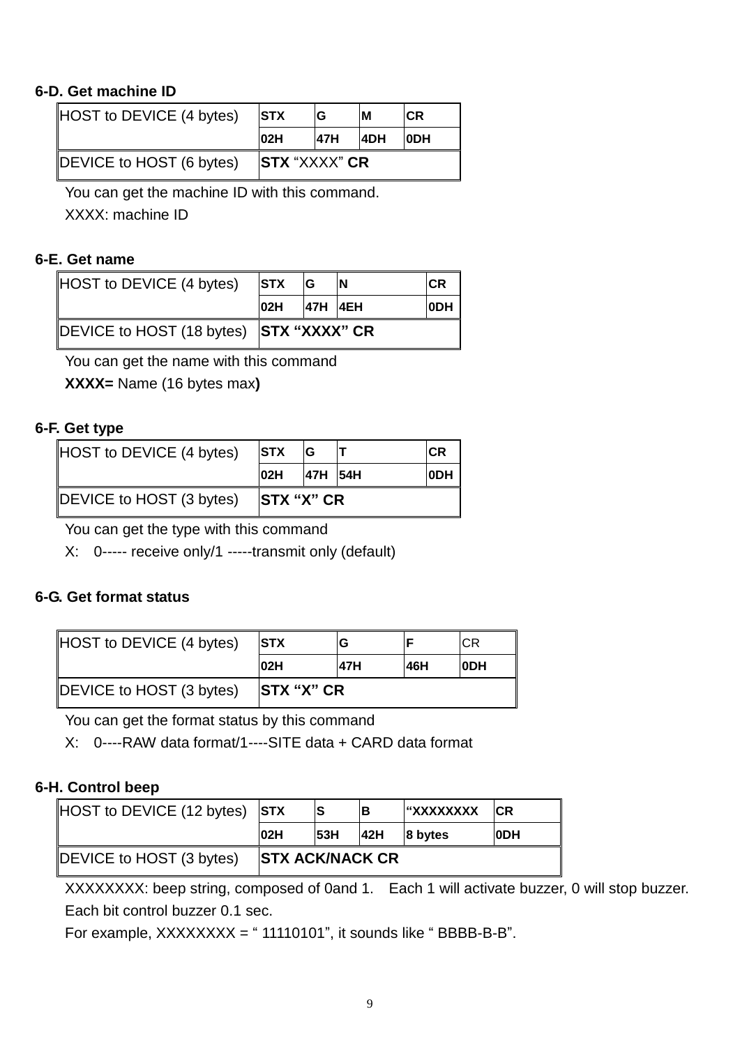**6-D. Get machine ID**

| HOST to DEVICE (4 bytes) | STX | G | M | CR |
|---|---|---|---|---|
| | 02H | 47H | 4DH | 0DH |
| DEVICE to HOST (6 bytes) | **STX** “XXXX” **CR** | | | |

You can get the machine ID with this command.

XXXX: machine ID

**6-E. Get name**

| HOST to DEVICE (4 bytes) | STX | G | N | CR |
|---|---|---|---|---|
| | 02H | 47H | 4EH | 0DH |
| DEVICE to HOST (18 bytes) | **STX “XXXX” CR** | | | |

You can get the name with this command

**XXXX=** Name (16 bytes max**)**

**6-F. Get type**

| HOST to DEVICE (4 bytes) | STX | G | T | CR |
|---|---|---|---|---|
| | 02H | 47H | 54H | 0DH |
| DEVICE to HOST (3 bytes) | **STX “X” CR** | | | |

You can get the type with this command

X: 0----- receive only/1 -----transmit only (default)

**6-G. Get format status**

| HOST to DEVICE (4 bytes) | STX | G | F | CR |
|---|---|---|---|---|
| | 02H | 47H | 46H | 0DH |
| DEVICE to HOST (3 bytes) | **STX “X” CR** | | | |

You can get the format status by this command

X: 0----RAW data format/1----SITE data + CARD data format

**6-H. Control beep**

| HOST to DEVICE (12 bytes) | STX | S | B | “XXXXXXXX | CR |
|---|---|---|---|---|---|
| | 02H | 53H | 42H | 8 bytes | 0DH |
| DEVICE to HOST (3 bytes) | **STX ACK/NACK CR** | | | | |

XXXXXXXX: beep string, composed of 0and 1. Each 1 will activate buzzer, 0 will stop buzzer.

Each bit control buzzer 0.1 sec.

For example, XXXXXXXX = “ 11110101”, it sounds like “ BBBB-B-B”.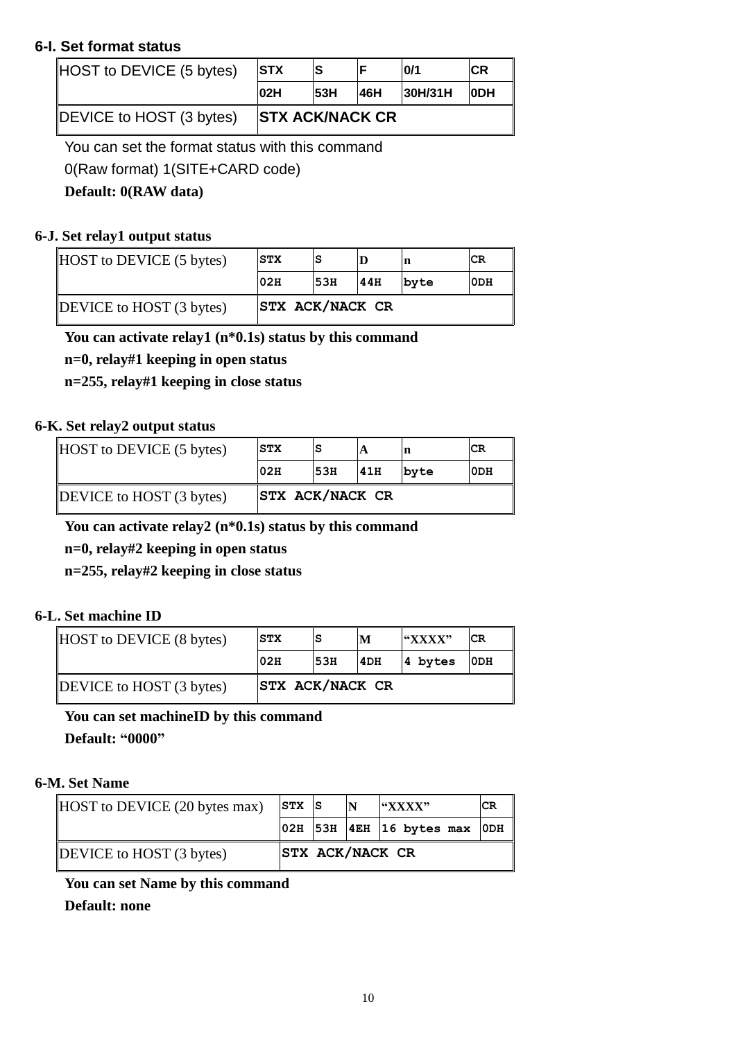### 6-I. Set format status

| HOST to DEVICE (5 bytes) | STX | S | F | 0/1 | CR |
|---|---|---|---|---|---|
| | 02H | 53H | 46H | 30H/31H | 0DH |
| DEVICE to HOST (3 bytes) | STX ACK/NACK CR | | | | |

You can set the format status with this command

0(Raw format) 1(SITE+CARD code)

**Default: 0(RAW data)**

### 6-J. Set relay1 output status

| HOST to DEVICE (5 bytes) | STX | S | D | n | CR |
|---|---|---|---|---|---|
| | 02H | 53H | 44H | byte | 0DH |
| DEVICE to HOST (3 bytes) | STX ACK/NACK CR | | | | |

**You can activate relay1 (n*0.1s) status by this command**

**n=0, relay#1 keeping in open status**

**n=255, relay#1 keeping in close status**

### 6-K. Set relay2 output status

| HOST to DEVICE (5 bytes) | STX | S | A | n | CR |
|---|---|---|---|---|---|
| | 02H | 53H | 41H | byte | 0DH |
| DEVICE to HOST (3 bytes) | STX ACK/NACK CR | | | | |

**You can activate relay2 (n*0.1s) status by this command**

**n=0, relay#2 keeping in open status**

**n=255, relay#2 keeping in close status**

### 6-L. Set machine ID

| HOST to DEVICE (8 bytes) | STX | S | M | "XXXX" | CR |
|---|---|---|---|---|---|
| | 02H | 53H | 4DH | 4 bytes | 0DH |
| DEVICE to HOST (3 bytes) | STX ACK/NACK CR | | | | |

**You can set machineID by this command**

**Default: "0000"**

### 6-M. Set Name

| HOST to DEVICE (20 bytes max) | STX | S | N | "XXXX" | CR |
|---|---|---|---|---|---|
| | 02H | 53H | 4EH | 16 bytes max | 0DH |
| DEVICE to HOST (3 bytes) | STX ACK/NACK CR | | | | |

**You can set Name by this command**

**Default: none**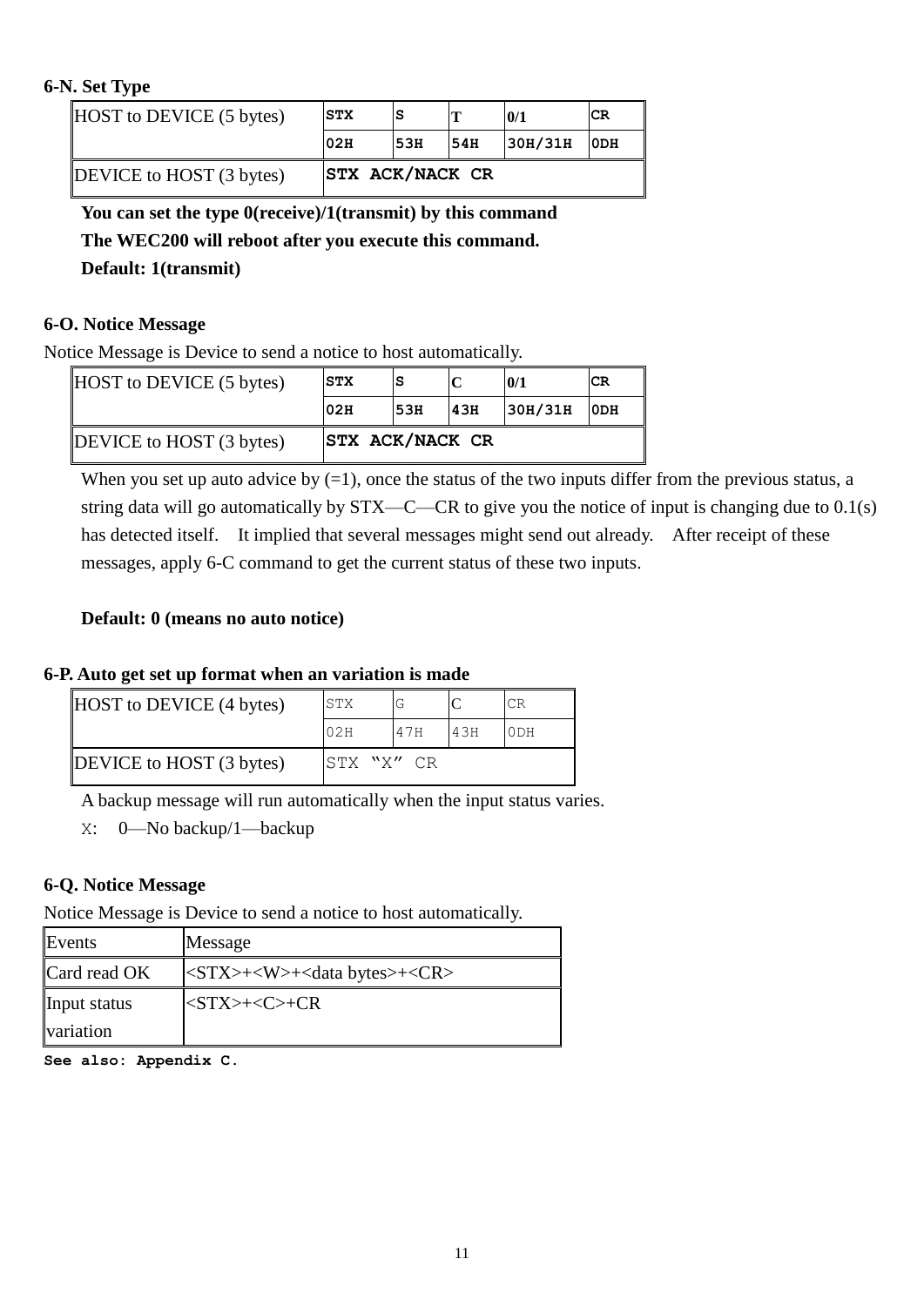**6-N. Set Type**

| HOST to DEVICE (5 bytes) | STX | S | T | 0/1 | CR |
|---|---|---|---|---|---|
| | 02H | 53H | 54H | 30H/31H | 0DH |
| DEVICE to HOST (3 bytes) | STX ACK/NACK CR | | | | |

**You can set the type 0(receive)/1(transmit) by this command**

**The WEC200 will reboot after you execute this command.**

**Default: 1(transmit)**

**6-O. Notice Message**

Notice Message is Device to send a notice to host automatically.

| HOST to DEVICE (5 bytes) | STX | S | C | 0/1 | CR |
|---|---|---|---|---|---|
| | 02H | 53H | 43H | 30H/31H | 0DH |
| DEVICE to HOST (3 bytes) | STX ACK/NACK CR | | | | |

When you set up auto advice by (=1), once the status of the two inputs differ from the previous status, a string data will go automatically by STX—C—CR to give you the notice of input is changing due to 0.1(s) has detected itself. It implied that several messages might send out already. After receipt of these messages, apply 6-C command to get the current status of these two inputs.

**Default: 0 (means no auto notice)**

**6-P. Auto get set up format when an variation is made**

| HOST to DEVICE (4 bytes) | STX | G | C | CR |
|---|---|---|---|---|
| | 02H | 47H | 43H | 0DH |
| DEVICE to HOST (3 bytes) | STX "X" CR | | | |

A backup message will run automatically when the input status varies.

X: 0—No backup/1—backup

**6-Q. Notice Message**

Notice Message is Device to send a notice to host automatically.

| Events | Message |
|---|---|
| Card read OK | <STX>+<W>+<data bytes>+<CR> |
| Input status variation | <STX>+<C>+CR |

**See also: Appendix C.**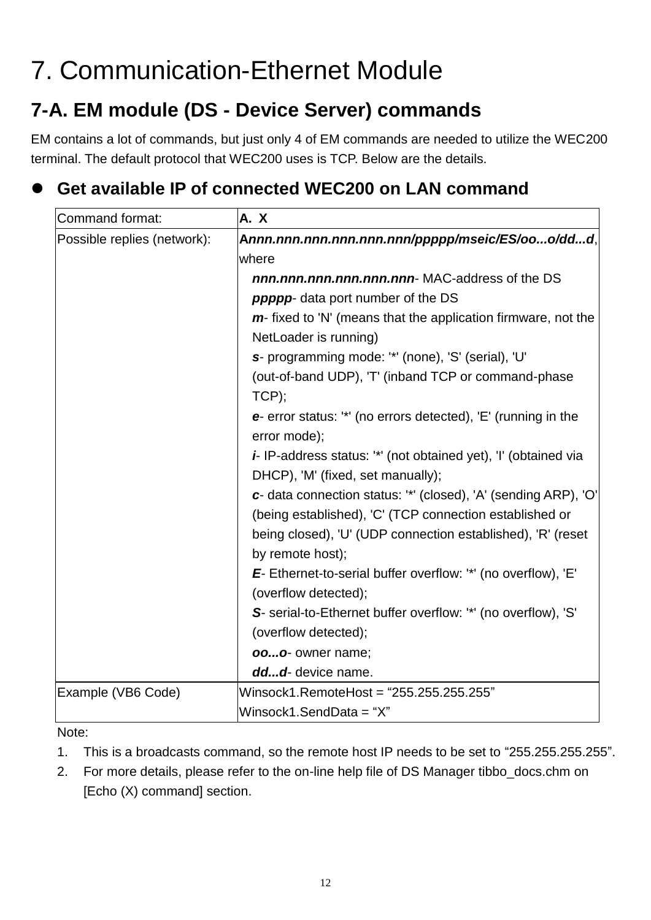# 7. Communication-Ethernet Module

## 7-A. EM module (DS - Device Server) commands

EM contains a lot of commands, but just only 4 of EM commands are needed to utilize the WEC200 terminal. The default protocol that WEC200 uses is TCP. Below are the details.

- **Get available IP of connected WEC200 on LAN command**

| Command format: | **A. X** |
|---|---|
| Possible replies (network): | **A*nnn.nnn.nnn.nnn.nnn.nnn/ppppp/mseic/ES/oo...o/dd...d***, where<br>***nnn.nnn.nnn.nnn.nnn.nnn***- MAC-address of the DS<br>***ppppp***- data port number of the DS<br>***m***- fixed to 'N' (means that the application firmware, not the NetLoader is running)<br>***s***- programming mode: '*' (none), 'S' (serial), 'U' (out-of-band UDP), 'T' (inband TCP or command-phase TCP);<br>***e***- error status: '*' (no errors detected), 'E' (running in the error mode);<br>***i***- IP-address status: '*' (not obtained yet), 'I' (obtained via DHCP), 'M' (fixed, set manually);<br>***c***- data connection status: '*' (closed), 'A' (sending ARP), 'O' (being established), 'C' (TCP connection established or being closed), 'U' (UDP connection established), 'R' (reset by remote host);<br>***E***- Ethernet-to-serial buffer overflow: '*' (no overflow), 'E' (overflow detected);<br>***S***- serial-to-Ethernet buffer overflow: '*' (no overflow), 'S' (overflow detected);<br>***oo...o***- owner name;<br>***dd...d***- device name. |
| Example (VB6 Code) | Winsock1.RemoteHost = “255.255.255.255”<br>Winsock1.SendData = “X” |

Note:

1. This is a broadcasts command, so the remote host IP needs to be set to “255.255.255.255”.
2. For more details, please refer to the on-line help file of DS Manager tibbo_docs.chm on [Echo (X) command] section.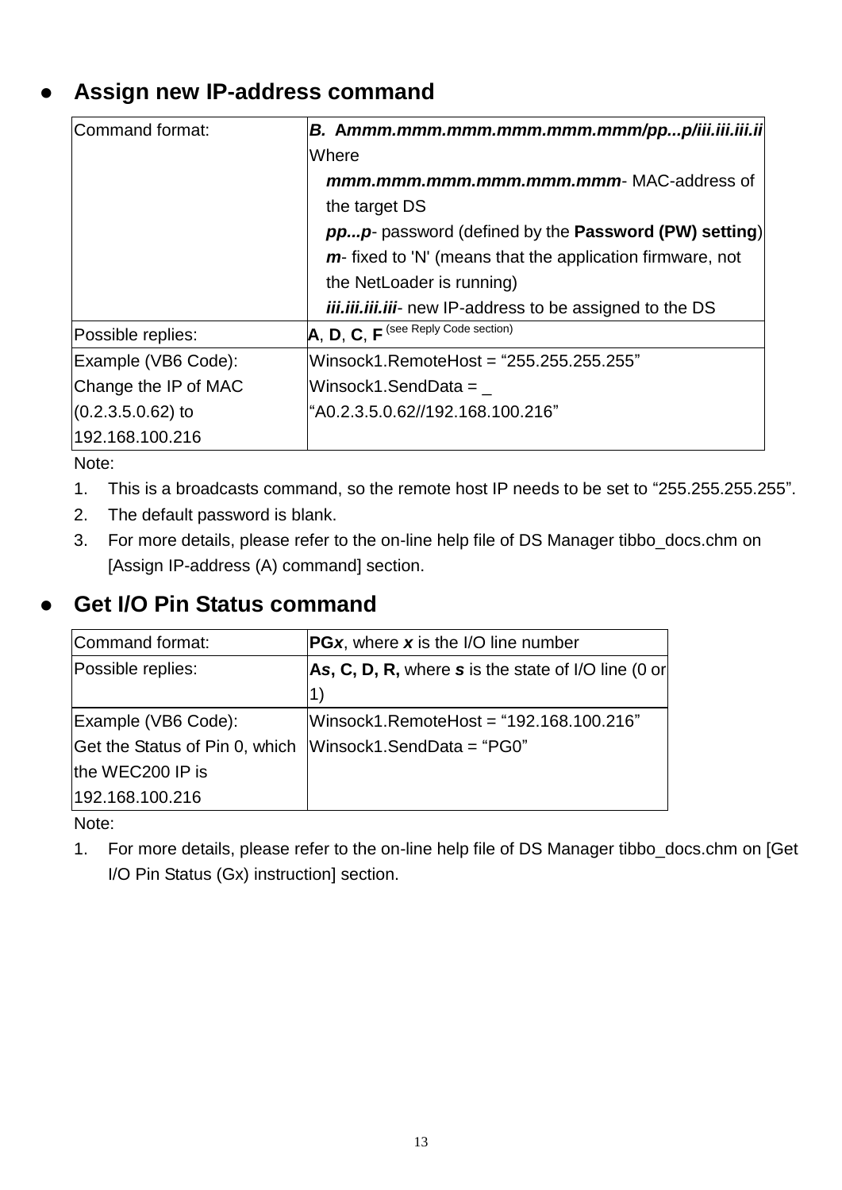- **Assign new IP-address command**

| Command format: | ***B. Ammm.mmm.mmm.mmm.mmm.mmm/pp...p/iii.iii.iii.ii*** Where ***mmm.mmm.mmm.mmm.mmm.mmm***- MAC-address of the target DS ***pp...p***- password (defined by the **Password (PW) setting**) ***m***- fixed to 'N' (means that the application firmware, not the NetLoader is running) ***iii.iii.iii.iii***- new IP-address to be assigned to the DS |
|---|---|
| Possible replies: | **A**, **D**, **C**, **F** (see Reply Code section) |
| Example (VB6 Code): Change the IP of MAC (0.2.3.5.0.62) to 192.168.100.216 | Winsock1.RemoteHost = “255.255.255.255” Winsock1.SendData = _ “A0.2.3.5.0.62//192.168.100.216” |

Note:

1. This is a broadcasts command, so the remote host IP needs to be set to “255.255.255.255”.
2. The default password is blank.
3. For more details, please refer to the on-line help file of DS Manager tibbo_docs.chm on [Assign IP-address (A) command] section.

- **Get I/O Pin Status command**

| Command format: | **PG*x***, where ***x*** is the I/O line number |
|---|---|
| Possible replies: | **A*s*, C, D, R,** where ***s*** is the state of I/O line (0 or 1) |
| Example (VB6 Code): Get the Status of Pin 0, which the WEC200 IP is 192.168.100.216 | Winsock1.RemoteHost = “192.168.100.216” Winsock1.SendData = “PG0” |

Note:

1. For more details, please refer to the on-line help file of DS Manager tibbo_docs.chm on [Get I/O Pin Status (Gx) instruction] section.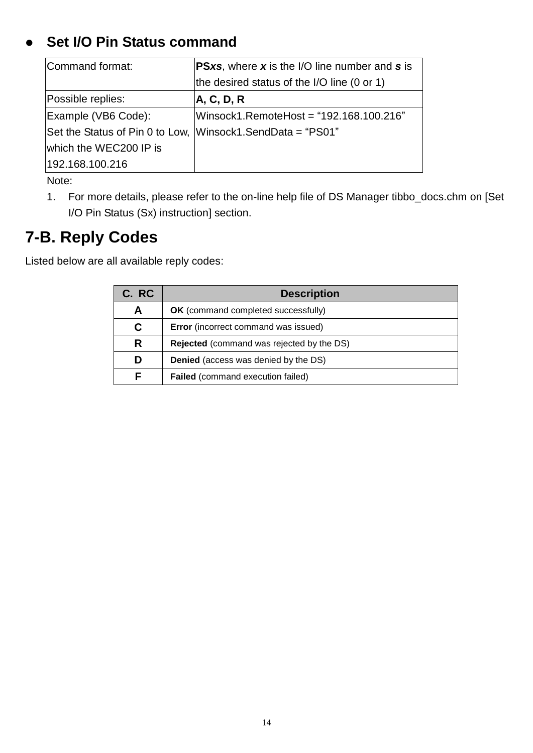- **Set I/O Pin Status command**

| | |
|---|---|
| Command format: | **PS*xs***, where ***x*** is the I/O line number and ***s*** is the desired status of the I/O line (0 or 1) |
| Possible replies: | **A, C, D, R** |
| Example (VB6 Code):<br>Set the Status of Pin 0 to Low, which the WEC200 IP is 192.168.100.216 | Winsock1.RemoteHost = “192.168.100.216”<br>Winsock1.SendData = “PS01” |

Note:

1. For more details, please refer to the on-line help file of DS Manager tibbo_docs.chm on [Set I/O Pin Status (Sx) instruction] section.

# 7-B. Reply Codes

Listed below are all available reply codes:

| C. RC | Description |
|---|---|
| **A** | **OK** (command completed successfully) |
| **C** | **Error** (incorrect command was issued) |
| **R** | **Rejected** (command was rejected by the DS) |
| **D** | **Denied** (access was denied by the DS) |
| **F** | **Failed** (command execution failed) |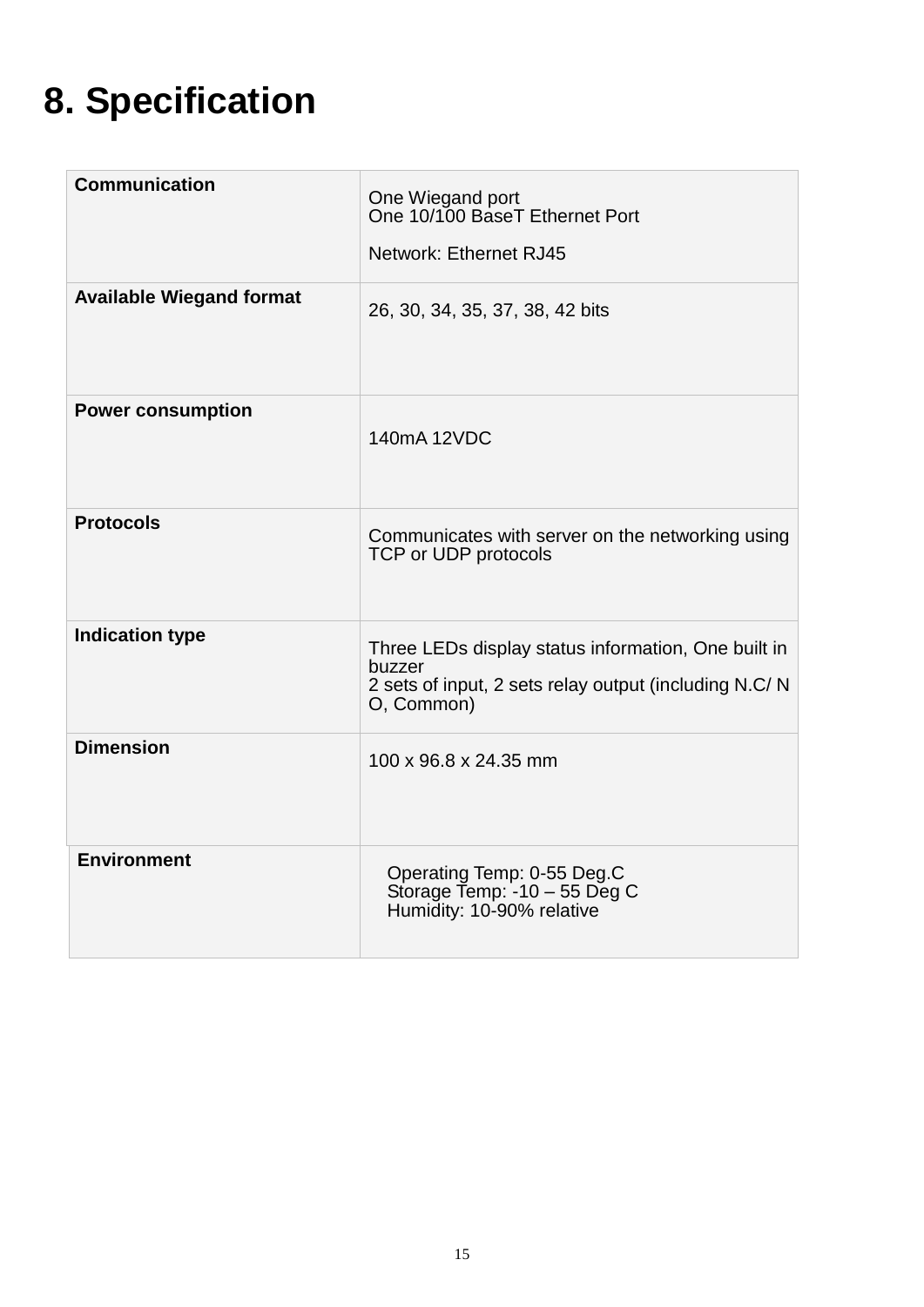# 8. Specification

| | |
|---|---|
| **Communication** | One Wiegand port<br>One 10/100 BaseT Ethernet Port<br><br>Network: Ethernet RJ45 |
| **Available Wiegand format** | 26, 30, 34, 35, 37, 38, 42 bits |
| **Power consumption** | 140mA 12VDC |
| **Protocols** | Communicates with server on the networking using TCP or UDP protocols |
| **Indication type** | Three LEDs display status information, One built in buzzer<br>2 sets of input, 2 sets relay output (including N.C/ N O, Common) |
| **Dimension** | 100 x 96.8 x 24.35 mm |
| **Environment** | Operating Temp: 0-55 Deg.C<br>Storage Temp: -10 – 55 Deg C<br>Humidity: 10-90% relative |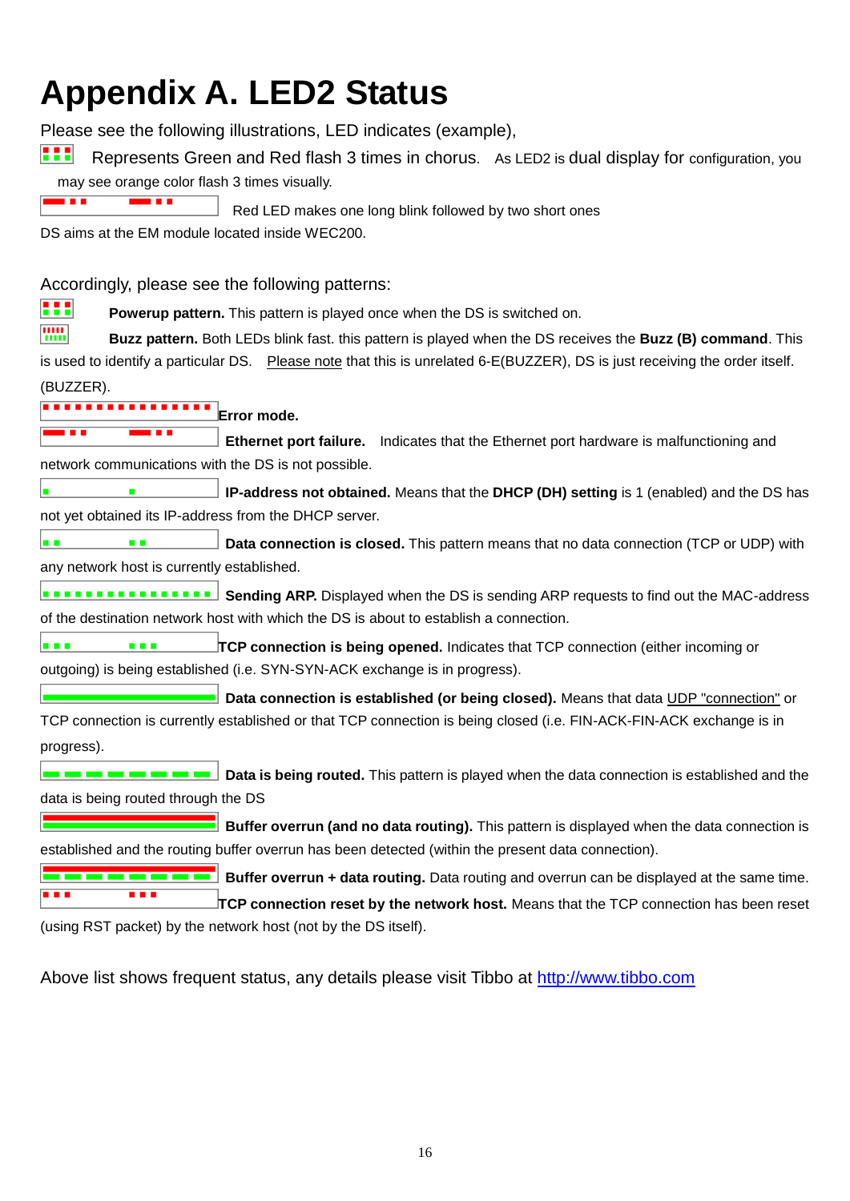# Appendix A. LED2 Status

Please see the following illustrations, LED indicates (example),

Represents Green and Red flash 3 times in chorus. As LED2 is dual display for configuration, you may see orange color flash 3 times visually.

Red LED makes one long blink followed by two short ones

DS aims at the EM module located inside WEC200.

Accordingly, please see the following patterns:

**Powerup pattern.** This pattern is played once when the DS is switched on.

**Buzz pattern.** Both LEDs blink fast. this pattern is played when the DS receives the **Buzz (B) command**. This is used to identify a particular DS. Please note that this is unrelated 6-E(BUZZER), DS is just receiving the order itself. (BUZZER).

**Error mode.**

**Ethernet port failure.** Indicates that the Ethernet port hardware is malfunctioning and network communications with the DS is not possible.

**IP-address not obtained.** Means that the **DHCP (DH) setting** is 1 (enabled) and the DS has not yet obtained its IP-address from the DHCP server.

**Data connection is closed.** This pattern means that no data connection (TCP or UDP) with any network host is currently established.

**Sending ARP.** Displayed when the DS is sending ARP requests to find out the MAC-address of the destination network host with which the DS is about to establish a connection.

**TCP connection is being opened.** Indicates that TCP connection (either incoming or outgoing) is being established (i.e. SYN-SYN-ACK exchange is in progress).

**Data connection is established (or being closed).** Means that data UDP "connection" or TCP connection is currently established or that TCP connection is being closed (i.e. FIN-ACK-FIN-ACK exchange is in progress).

**Data is being routed.** This pattern is played when the data connection is established and the data is being routed through the DS

**Buffer overrun (and no data routing).** This pattern is displayed when the data connection is established and the routing buffer overrun has been detected (within the present data connection).

**Buffer overrun + data routing.** Data routing and overrun can be displayed at the same time.

**TCP connection reset by the network host.** Means that the TCP connection has been reset (using RST packet) by the network host (not by the DS itself).

Above list shows frequent status, any details please visit Tibbo at http://www.tibbo.com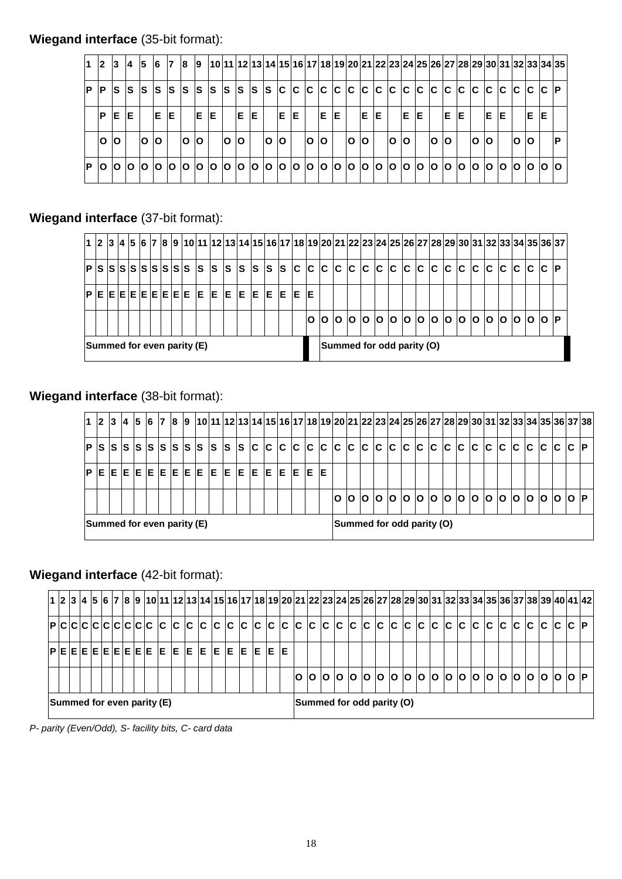**Wiegand interface** (35-bit format):

| 1 | 2 | 3 | 4 | 5 | 6 | 7 | 8 | 9 | 10 | 11 | 12 | 13 | 14 | 15 | 16 | 17 | 18 | 19 | 20 | 21 | 22 | 23 | 24 | 25 | 26 | 27 | 28 | 29 | 30 | 31 | 32 | 33 | 34 | 35 |
|---|---|---|---|---|---|---|---|---|---|---|---|---|---|---|---|---|---|---|---|---|---|---|---|---|---|---|---|---|---|---|---|---|---|---|
| P | P | S | S | S | S | S | S | S | S | S | S | S | S | C | C | C | C | C | C | C | C | C | C | C | C | C | C | C | C | C | C | C | C | P |
| | P | E | E | | E | E | | E | E | | E | E | | E | E | | E | E | | E | E | | E | E | | E | E | | E | E | | E | E | |
| | O | O | | O | O | | O | O | | O | O | | O | O | | O | O | | O | O | | O | O | | O | O | | O | O | | O | O | | P |
| P | O | O | O | O | O | O | O | O | O | O | O | O | O | O | O | O | O | O | O | O | O | O | O | O | O | O | O | O | O | O | O | O | O | O |

**Wiegand interface** (37-bit format):

| 1 | 2 | 3 | 4 | 5 | 6 | 7 | 8 | 9 | 10 | 11 | 12 | 13 | 14 | 15 | 16 | 17 | 18 | 19 | 20 | 21 | 22 | 23 | 24 | 25 | 26 | 27 | 28 | 29 | 30 | 31 | 32 | 33 | 34 | 35 | 36 | 37 |
|---|---|---|---|---|---|---|---|---|---|---|---|---|---|---|---|---|---|---|---|---|---|---|---|---|---|---|---|---|---|---|---|---|---|---|---|---|
| P | S | S | S | S | S | S | S | S | S | S | S | S | S | S | S | S | C | C | C | C | C | C | C | C | C | C | C | C | C | C | C | C | C | C | C | P |
| P | E | E | E | E | E | E | E | E | E | E | E | E | E | E | E | E | E | E | | | | | | | | | | | | | | | | | | |
| | | | | | | | | | | | | | | | | | | O | O | O | O | O | O | O | O | O | O | O | O | O | O | O | O | O | O | P |
| Summed for even parity (E) | | | | | | | | | | | | | | | | | | | Summed for odd parity (O) | | | | | | | | | | | | | | | | | |

**Wiegand interface** (38-bit format):

| 1 | 2 | 3 | 4 | 5 | 6 | 7 | 8 | 9 | 10 | 11 | 12 | 13 | 14 | 15 | 16 | 17 | 18 | 19 | 20 | 21 | 22 | 23 | 24 | 25 | 26 | 27 | 28 | 29 | 30 | 31 | 32 | 33 | 34 | 35 | 36 | 37 | 38 |
|---|---|---|---|---|---|---|---|---|---|---|---|---|---|---|---|---|---|---|---|---|---|---|---|---|---|---|---|---|---|---|---|---|---|---|---|---|---|
| P | S | S | S | S | S | S | S | S | S | S | S | S | S | C | C | C | C | C | C | C | C | C | C | C | C | C | C | C | C | C | C | C | C | C | C | C | P |
| P | E | E | E | E | E | E | E | E | E | E | E | E | E | E | E | E | E | E | | | | | | | | | | | | | | | | | | | |
| | | | | | | | | | | | | | | | | | | | O | O | O | O | O | O | O | O | O | O | O | O | O | O | O | O | O | O | P |
| Summed for even parity (E) | | | | | | | | | | | | | | | | | | | Summed for odd parity (O) | | | | | | | | | | | | | | | | | | |

**Wiegand interface** (42-bit format):

| 1 | 2 | 3 | 4 | 5 | 6 | 7 | 8 | 9 | 10 | 11 | 12 | 13 | 14 | 15 | 16 | 17 | 18 | 19 | 20 | 21 | 22 | 23 | 24 | 25 | 26 | 27 | 28 | 29 | 30 | 31 | 32 | 33 | 34 | 35 | 36 | 37 | 38 | 39 | 40 | 41 | 42 |
|---|---|---|---|---|---|---|---|---|---|---|---|---|---|---|---|---|---|---|---|---|---|---|---|---|---|---|---|---|---|---|---|---|---|---|---|---|---|---|---|---|---|
| P | C | C | C | C | C | C | C | C | C | C | C | C | C | C | C | C | C | C | C | C | C | C | C | C | C | C | C | C | C | C | C | C | C | C | C | C | C | C | C | C | P |
| P | E | E | E | E | E | E | E | E | E | E | E | E | E | E | E | E | E | E | E | | | | | | | | | | | | | | | | | | | | | | |
| | | | | | | | | | | | | | | | | | | | | O | O | O | O | O | O | O | O | O | O | O | O | O | O | O | O | O | O | O | O | O | P |
| Summed for even parity (E) | | | | | | | | | | | | | | | | | | | | Summed for odd parity (O) | | | | | | | | | | | | | | | | | | | | | |

*P- parity (Even/Odd), S- facility bits, C- card data*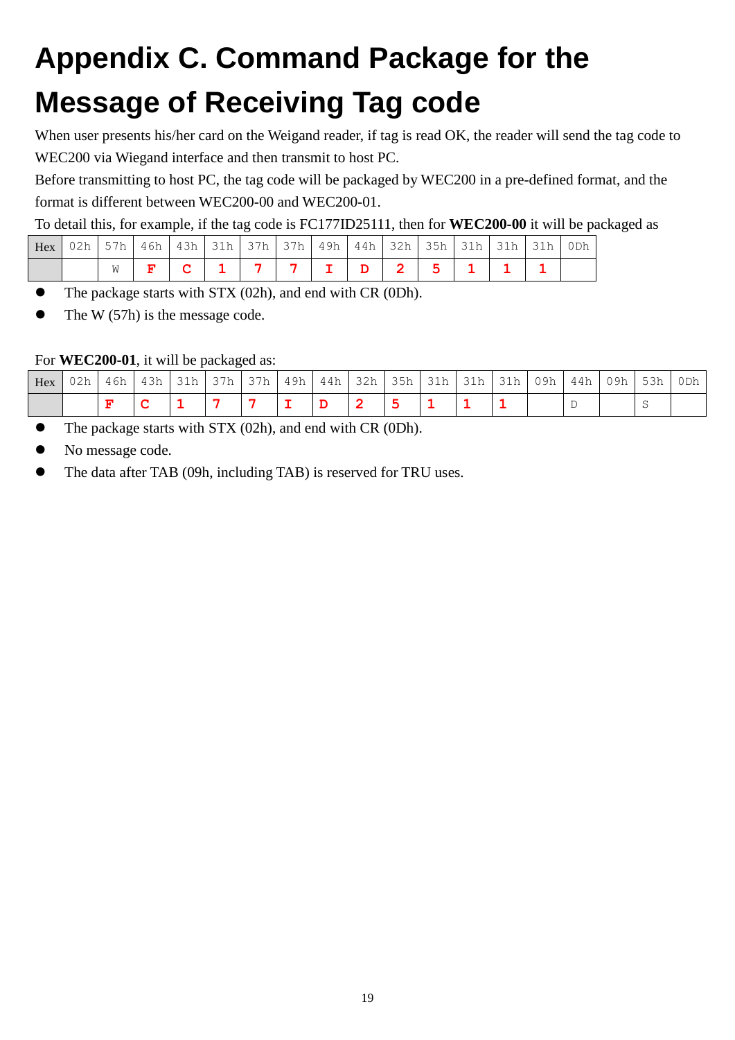# Appendix C. Command Package for the Message of Receiving Tag code

When user presents his/her card on the Weigand reader, if tag is read OK, the reader will send the tag code to WEC200 via Wiegand interface and then transmit to host PC.

Before transmitting to host PC, the tag code will be packaged by WEC200 in a pre-defined format, and the format is different between WEC200-00 and WEC200-01.

To detail this, for example, if the tag code is FC177ID25111, then for **WEC200-00** it will be packaged as

| Hex | 02h | 57h | 46h | 43h | 31h | 37h | 37h | 49h | 44h | 32h | 35h | 31h | 31h | 31h | 0Dh |
|---|---|---|---|---|---|---|---|---|---|---|---|---|---|---|---|
| | | W | F | C | 1 | 7 | 7 | I | D | 2 | 5 | 1 | 1 | 1 | |

- The package starts with STX (02h), and end with CR (0Dh).
- The W (57h) is the message code.

For **WEC200-01**, it will be packaged as:

| Hex | 02h | 46h | 43h | 31h | 37h | 37h | 49h | 44h | 32h | 35h | 31h | 31h | 31h | 09h | 44h | 09h | 53h | 0Dh |
|---|---|---|---|---|---|---|---|---|---|---|---|---|---|---|---|---|---|---|
| | | F | C | 1 | 7 | 7 | I | D | 2 | 5 | 1 | 1 | 1 | | D | | S | |

- The package starts with STX (02h), and end with CR (0Dh).
- No message code.
- The data after TAB (09h, including TAB) is reserved for TRU uses.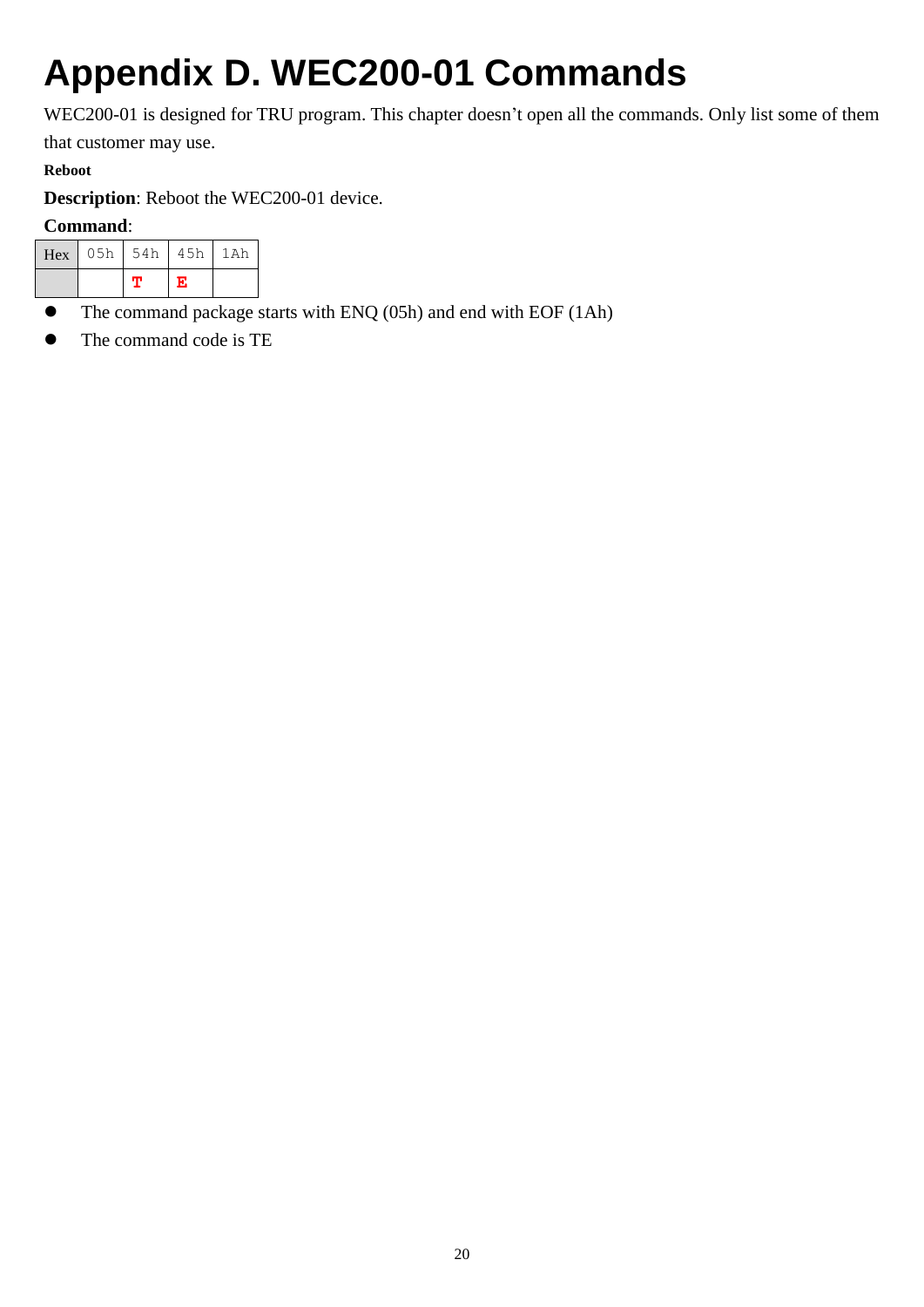# Appendix D. WEC200-01 Commands

WEC200-01 is designed for TRU program. This chapter doesn't open all the commands. Only list some of them that customer may use.

**Reboot**

**Description**: Reboot the WEC200-01 device.

**Command**:

| Hex | 05h | 54h | 45h | 1Ah |
|---|---|---|---|---|
| | | T | E | |

- The command package starts with ENQ (05h) and end with EOF (1Ah)
- The command code is TE